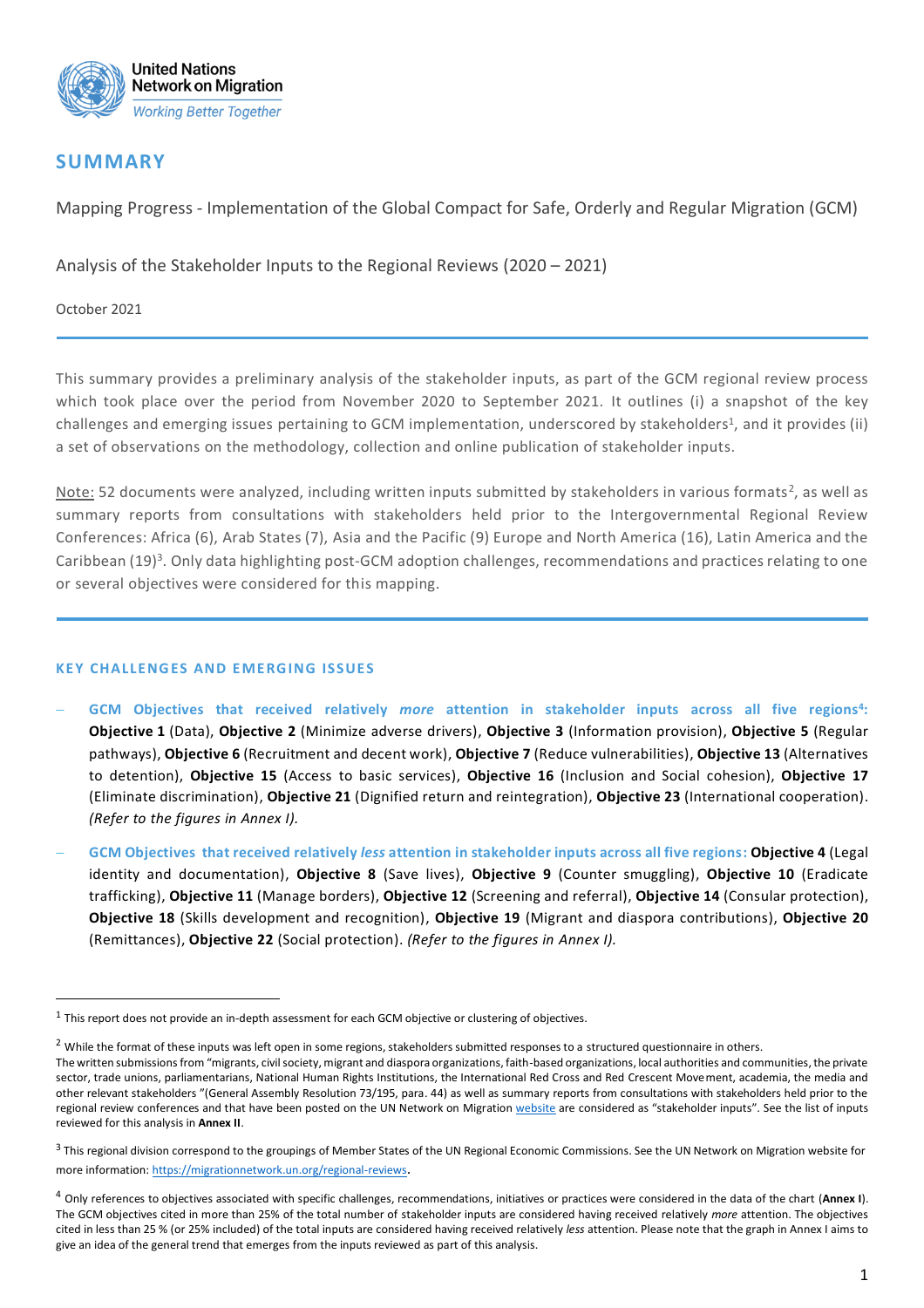United Nations Network on Migration
*Working Better Together*

# SUMMARY

Mapping Progress - Implementation of the Global Compact for Safe, Orderly and Regular Migration (GCM)

Analysis of the Stakeholder Inputs to the Regional Reviews (2020 – 2021)

October 2021

---

This summary provides a preliminary analysis of the stakeholder inputs, as part of the GCM regional review process which took place over the period from November 2020 to September 2021. It outlines (i) a snapshot of the key challenges and emerging issues pertaining to GCM implementation, underscored by stakeholders[1], and it provides (ii) a set of observations on the methodology, collection and online publication of stakeholder inputs.

Note: 52 documents were analyzed, including written inputs submitted by stakeholders in various formats[2], as well as summary reports from consultations with stakeholders held prior to the Intergovernmental Regional Review Conferences: Africa (6), Arab States (7), Asia and the Pacific (9) Europe and North America (16), Latin America and the Caribbean (19)[3]. Only data highlighting post-GCM adoption challenges, recommendations and practices relating to one or several objectives were considered for this mapping.

---

## KEY CHALLENGES AND EMERGING ISSUES

- **GCM Objectives that received relatively *more* attention in stakeholder inputs across all five regions[4]:** **Objective 1** (Data), **Objective 2** (Minimize adverse drivers), **Objective 3** (Information provision), **Objective 5** (Regular pathways), **Objective 6** (Recruitment and decent work), **Objective 7** (Reduce vulnerabilities), **Objective 13** (Alternatives to detention), **Objective 15** (Access to basic services), **Objective 16** (Inclusion and Social cohesion), **Objective 17** (Eliminate discrimination), **Objective 21** (Dignified return and reintegration), **Objective 23** (International cooperation). *(Refer to the figures in Annex I).*
- **GCM Objectives that received relatively *less* attention in stakeholder inputs across all five regions:** **Objective 4** (Legal identity and documentation), **Objective 8** (Save lives), **Objective 9** (Counter smuggling), **Objective 10** (Eradicate trafficking), **Objective 11** (Manage borders), **Objective 12** (Screening and referral), **Objective 14** (Consular protection), **Objective 18** (Skills development and recognition), **Objective 19** (Migrant and diaspora contributions), **Objective 20** (Remittances), **Objective 22** (Social protection). *(Refer to the figures in Annex I).*

---

[1] This report does not provide an in-depth assessment for each GCM objective or clustering of objectives.

[2] While the format of these inputs was left open in some regions, stakeholders submitted responses to a structured questionnaire in others. The written submissions from "migrants, civil society, migrant and diaspora organizations, faith-based organizations, local authorities and communities, the private sector, trade unions, parliamentarians, National Human Rights Institutions, the International Red Cross and Red Crescent Movement, academia, the media and other relevant stakeholders "(General Assembly Resolution 73/195, para. 44) as well as summary reports from consultations with stakeholders held prior to the regional review conferences and that have been posted on the UN Network on Migration website are considered as "stakeholder inputs". See the list of inputs reviewed for this analysis in **Annex II**.

[3] This regional division correspond to the groupings of Member States of the UN Regional Economic Commissions. See the UN Network on Migration website for more information: https://migrationnetwork.un.org/regional-reviews.

[4] Only references to objectives associated with specific challenges, recommendations, initiatives or practices were considered in the data of the chart (**Annex I**). The GCM objectives cited in more than 25% of the total number of stakeholder inputs are considered having received relatively *more* attention. The objectives cited in less than 25 % (or 25% included) of the total inputs are considered having received relatively *less* attention. Please note that the graph in Annex I aims to give an idea of the general trend that emerges from the inputs reviewed as part of this analysis.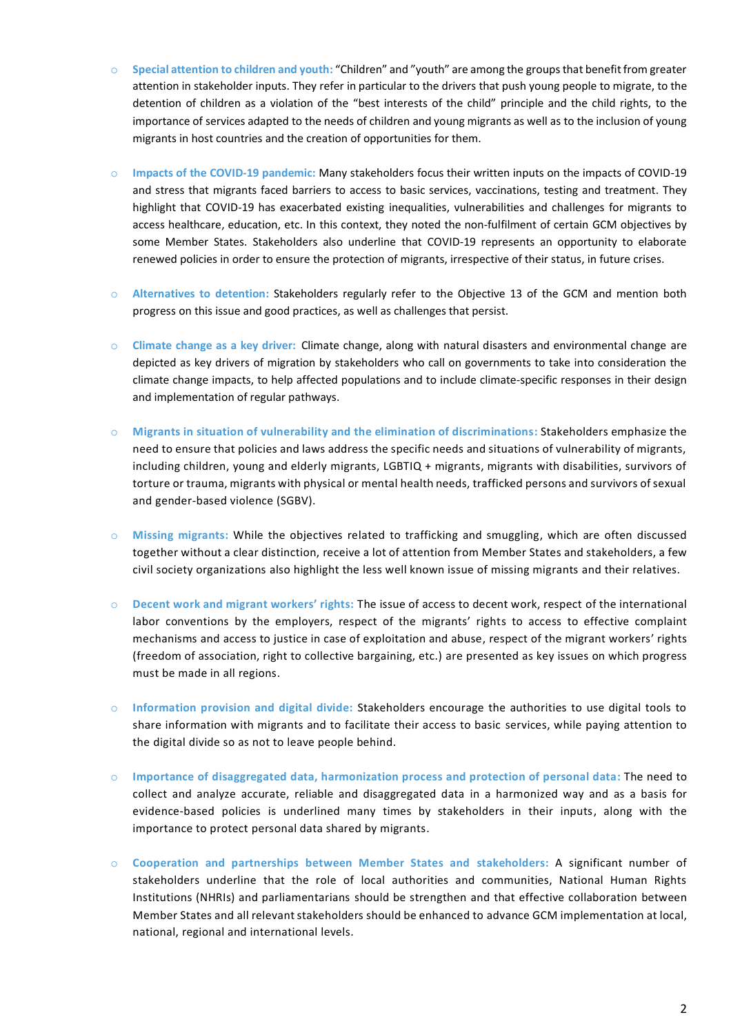- **Special attention to children and youth:** "Children" and "youth" are among the groups that benefit from greater attention in stakeholder inputs. They refer in particular to the drivers that push young people to migrate, to the detention of children as a violation of the "best interests of the child" principle and the child rights, to the importance of services adapted to the needs of children and young migrants as well as to the inclusion of young migrants in host countries and the creation of opportunities for them.

- **Impacts of the COVID-19 pandemic:** Many stakeholders focus their written inputs on the impacts of COVID-19 and stress that migrants faced barriers to access to basic services, vaccinations, testing and treatment. They highlight that COVID-19 has exacerbated existing inequalities, vulnerabilities and challenges for migrants to access healthcare, education, etc. In this context, they noted the non-fulfilment of certain GCM objectives by some Member States. Stakeholders also underline that COVID-19 represents an opportunity to elaborate renewed policies in order to ensure the protection of migrants, irrespective of their status, in future crises.

- **Alternatives to detention:** Stakeholders regularly refer to the Objective 13 of the GCM and mention both progress on this issue and good practices, as well as challenges that persist.

- **Climate change as a key driver:** Climate change, along with natural disasters and environmental change are depicted as key drivers of migration by stakeholders who call on governments to take into consideration the climate change impacts, to help affected populations and to include climate-specific responses in their design and implementation of regular pathways.

- **Migrants in situation of vulnerability and the elimination of discriminations:** Stakeholders emphasize the need to ensure that policies and laws address the specific needs and situations of vulnerability of migrants, including children, young and elderly migrants, LGBTIQ + migrants, migrants with disabilities, survivors of torture or trauma, migrants with physical or mental health needs, trafficked persons and survivors of sexual and gender-based violence (SGBV).

- **Missing migrants:** While the objectives related to trafficking and smuggling, which are often discussed together without a clear distinction, receive a lot of attention from Member States and stakeholders, a few civil society organizations also highlight the less well known issue of missing migrants and their relatives.

- **Decent work and migrant workers' rights:** The issue of access to decent work, respect of the international labor conventions by the employers, respect of the migrants' rights to access to effective complaint mechanisms and access to justice in case of exploitation and abuse, respect of the migrant workers' rights (freedom of association, right to collective bargaining, etc.) are presented as key issues on which progress must be made in all regions.

- **Information provision and digital divide:** Stakeholders encourage the authorities to use digital tools to share information with migrants and to facilitate their access to basic services, while paying attention to the digital divide so as not to leave people behind.

- **Importance of disaggregated data, harmonization process and protection of personal data:** The need to collect and analyze accurate, reliable and disaggregated data in a harmonized way and as a basis for evidence-based policies is underlined many times by stakeholders in their inputs, along with the importance to protect personal data shared by migrants.

- **Cooperation and partnerships between Member States and stakeholders:** A significant number of stakeholders underline that the role of local authorities and communities, National Human Rights Institutions (NHRIs) and parliamentarians should be strengthen and that effective collaboration between Member States and all relevant stakeholders should be enhanced to advance GCM implementation at local, national, regional and international levels.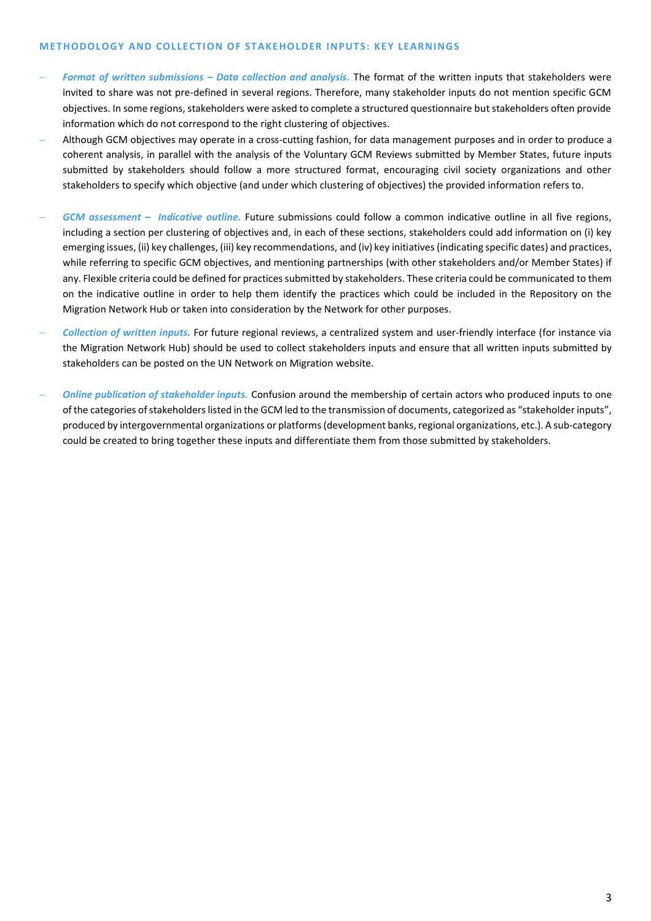### METHODOLOGY AND COLLECTION OF STAKEHOLDER INPUTS: KEY LEARNINGS

- ***Format of written submissions – Data collection and analysis.*** The format of the written inputs that stakeholders were invited to share was not pre-defined in several regions. Therefore, many stakeholder inputs do not mention specific GCM objectives. In some regions, stakeholders were asked to complete a structured questionnaire but stakeholders often provide information which do not correspond to the right clustering of objectives.
- Although GCM objectives may operate in a cross-cutting fashion, for data management purposes and in order to produce a coherent analysis, in parallel with the analysis of the Voluntary GCM Reviews submitted by Member States, future inputs submitted by stakeholders should follow a more structured format, encouraging civil society organizations and other stakeholders to specify which objective (and under which clustering of objectives) the provided information refers to.
- ***GCM assessment – Indicative outline.*** Future submissions could follow a common indicative outline in all five regions, including a section per clustering of objectives and, in each of these sections, stakeholders could add information on (i) key emerging issues, (ii) key challenges, (iii) key recommendations, and (iv) key initiatives (indicating specific dates) and practices, while referring to specific GCM objectives, and mentioning partnerships (with other stakeholders and/or Member States) if any. Flexible criteria could be defined for practices submitted by stakeholders. These criteria could be communicated to them on the indicative outline in order to help them identify the practices which could be included in the Repository on the Migration Network Hub or taken into consideration by the Network for other purposes.
- ***Collection of written inputs.*** For future regional reviews, a centralized system and user-friendly interface (for instance via the Migration Network Hub) should be used to collect stakeholders inputs and ensure that all written inputs submitted by stakeholders can be posted on the UN Network on Migration website.
- ***Online publication of stakeholder inputs.*** Confusion around the membership of certain actors who produced inputs to one of the categories of stakeholders listed in the GCM led to the transmission of documents, categorized as "stakeholder inputs", produced by intergovernmental organizations or platforms (development banks, regional organizations, etc.). A sub-category could be created to bring together these inputs and differentiate them from those submitted by stakeholders.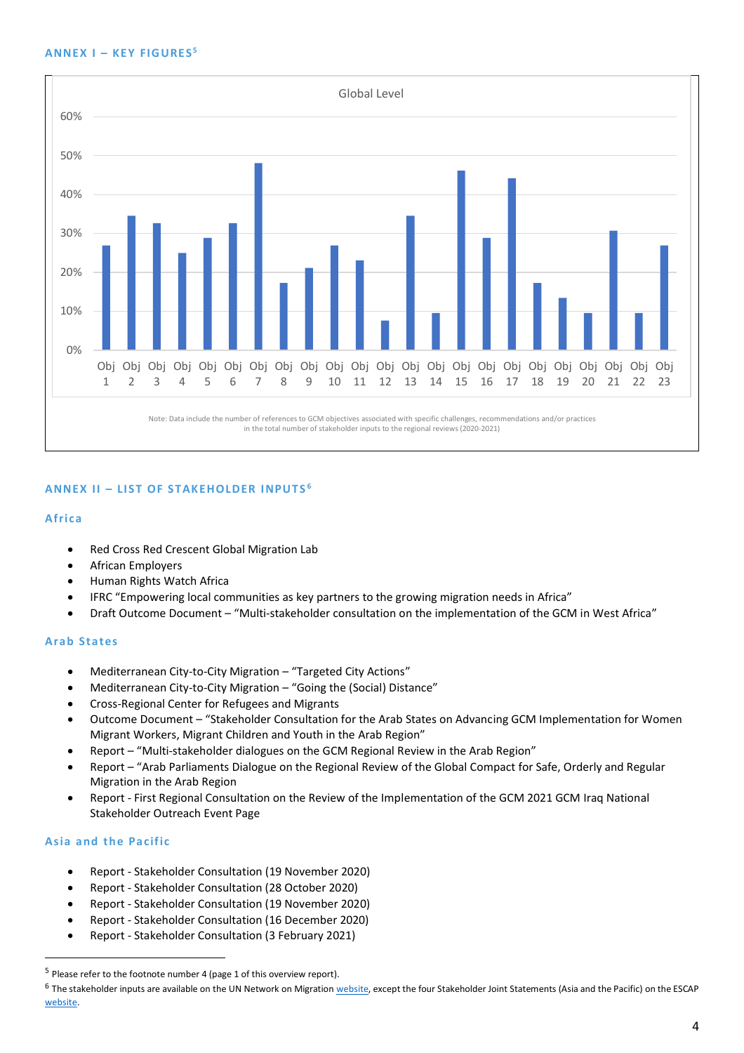## ANNEX I – KEY FIGURES[5]

Global Level

60%
50%
40%
30%
20%
10%
0%

Obj 1 Obj 2 Obj 3 Obj 4 Obj 5 Obj 6 Obj 7 Obj 8 Obj 9 Obj 10 Obj 11 Obj 12 Obj 13 Obj 14 Obj 15 Obj 16 Obj 17 Obj 18 Obj 19 Obj 20 Obj 21 Obj 22 Obj 23

Note: Data include the number of references to GCM objectives associated with specific challenges, recommendations and/or practices in the total number of stakeholder inputs to the regional reviews (2020-2021)

## ANNEX II – LIST OF STAKEHOLDER INPUTS[6]

### Africa

- Red Cross Red Crescent Global Migration Lab
- African Employers
- Human Rights Watch Africa
- IFRC "Empowering local communities as key partners to the growing migration needs in Africa"
- Draft Outcome Document – "Multi-stakeholder consultation on the implementation of the GCM in West Africa"

### Arab States

- Mediterranean City-to-City Migration – "Targeted City Actions"
- Mediterranean City-to-City Migration – "Going the (Social) Distance"
- Cross-Regional Center for Refugees and Migrants
- Outcome Document – "Stakeholder Consultation for the Arab States on Advancing GCM Implementation for Women Migrant Workers, Migrant Children and Youth in the Arab Region"
- Report – "Multi-stakeholder dialogues on the GCM Regional Review in the Arab Region"
- Report – "Arab Parliaments Dialogue on the Regional Review of the Global Compact for Safe, Orderly and Regular Migration in the Arab Region
- Report - First Regional Consultation on the Review of the Implementation of the GCM 2021 GCM Iraq National Stakeholder Outreach Event Page

### Asia and the Pacific

- Report - Stakeholder Consultation (19 November 2020)
- Report - Stakeholder Consultation (28 October 2020)
- Report - Stakeholder Consultation (19 November 2020)
- Report - Stakeholder Consultation (16 December 2020)
- Report - Stakeholder Consultation (3 February 2021)

---

[5] Please refer to the footnote number 4 (page 1 of this overview report).

[6] The stakeholder inputs are available on the UN Network on Migration website, except the four Stakeholder Joint Statements (Asia and the Pacific) on the ESCAP website.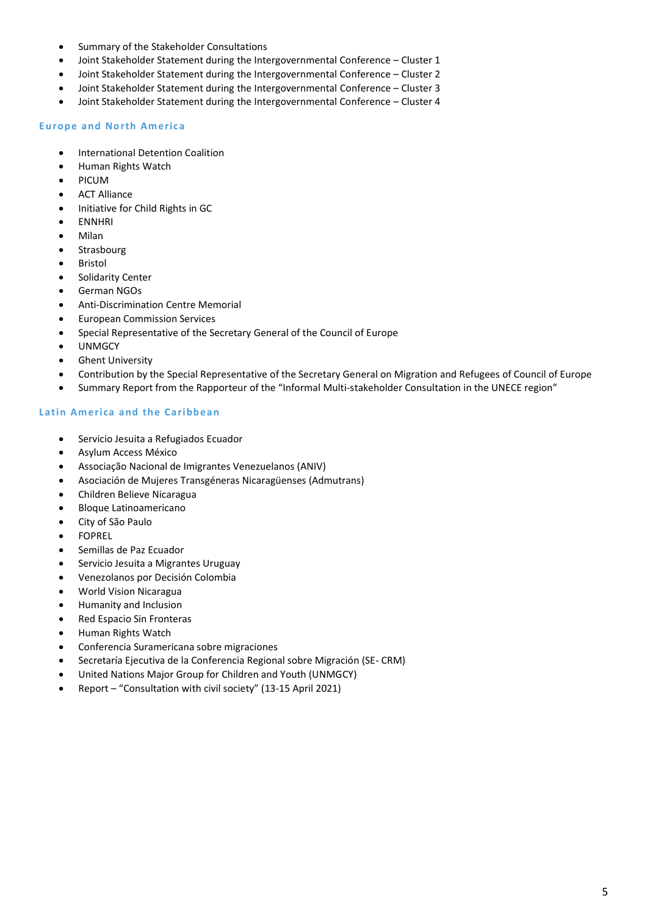- Summary of the Stakeholder Consultations
- Joint Stakeholder Statement during the Intergovernmental Conference – Cluster 1
- Joint Stakeholder Statement during the Intergovernmental Conference – Cluster 2
- Joint Stakeholder Statement during the Intergovernmental Conference – Cluster 3
- Joint Stakeholder Statement during the Intergovernmental Conference – Cluster 4

### Europe and North America

- International Detention Coalition
- Human Rights Watch
- PICUM
- ACT Alliance
- Initiative for Child Rights in GC
- ENNHRI
- Milan
- Strasbourg
- Bristol
- Solidarity Center
- German NGOs
- Anti-Discrimination Centre Memorial
- European Commission Services
- Special Representative of the Secretary General of the Council of Europe
- UNMGCY
- Ghent University
- Contribution by the Special Representative of the Secretary General on Migration and Refugees of Council of Europe
- Summary Report from the Rapporteur of the "Informal Multi-stakeholder Consultation in the UNECE region"

### Latin America and the Caribbean

- Servicio Jesuita a Refugiados Ecuador
- Asylum Access México
- Associação Nacional de Imigrantes Venezuelanos (ANIV)
- Asociación de Mujeres Transgéneras Nicaragüenses (Admutrans)
- Children Believe Nicaragua
- Bloque Latinoamericano
- City of São Paulo
- FOPREL
- Semillas de Paz Ecuador
- Servicio Jesuita a Migrantes Uruguay
- Venezolanos por Decisión Colombia
- World Vision Nicaragua
- Humanity and Inclusion
- Red Espacio Sin Fronteras
- Human Rights Watch
- Conferencia Suramericana sobre migraciones
- Secretaría Ejecutiva de la Conferencia Regional sobre Migración (SE- CRM)
- United Nations Major Group for Children and Youth (UNMGCY)
- Report – "Consultation with civil society" (13-15 April 2021)